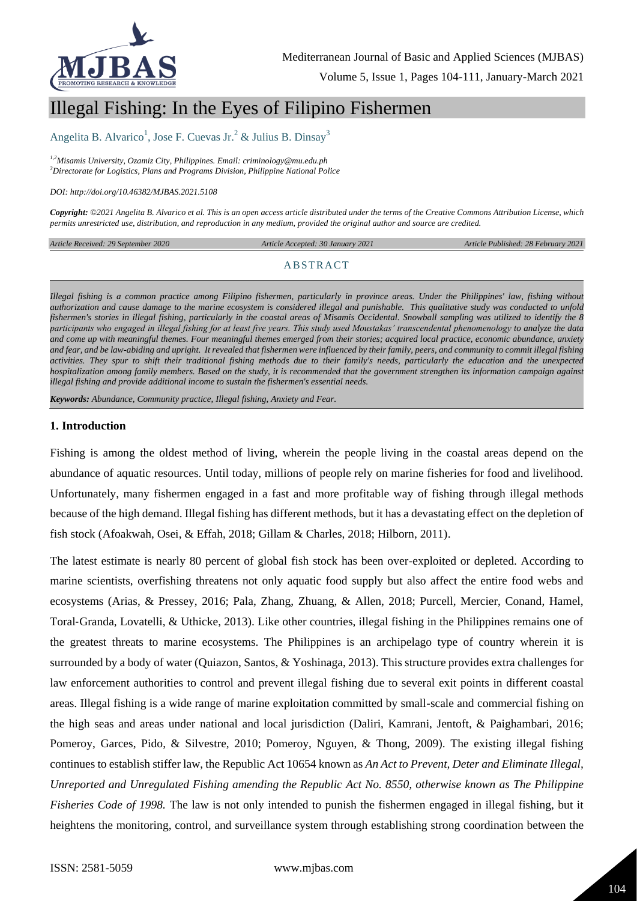# Illegal Fishing: In the Eyes of Filipino Fishermen

Angelita B. Alvarico[1], Jose F. Cuevas Jr.[2] & Julius B. Dinsay[3]

[1,2]Misamis University, Ozamiz City, Philippines. Email: criminology@mu.edu.ph
[3]Directorate for Logistics, Plans and Programs Division, Philippine National Police

*DOI: http://doi.org/10.46382/MJBAS.2021.5108*

***Copyright:** ©2021 Angelita B. Alvarico et al. This is an open access article distributed under the terms of the Creative Commons Attribution License, which permits unrestricted use, distribution, and reproduction in any medium, provided the original author and source are credited.*

*Article Received: 29 September 2020* | *Article Accepted: 30 January 2021* | *Article Published: 28 February 2021*

## ABSTRACT

*Illegal fishing is a common practice among Filipino fishermen, particularly in province areas. Under the Philippines' law, fishing without authorization and cause damage to the marine ecosystem is considered illegal and punishable. This qualitative study was conducted to unfold fishermen's stories in illegal fishing, particularly in the coastal areas of Misamis Occidental. Snowball sampling was utilized to identify the 8 participants who engaged in illegal fishing for at least five years. This study used Moustakas' transcendental phenomenology to analyze the data and come up with meaningful themes. Four meaningful themes emerged from their stories; acquired local practice, economic abundance, anxiety and fear, and be law-abiding and upright. It revealed that fishermen were influenced by their family, peers, and community to commit illegal fishing activities. They spur to shift their traditional fishing methods due to their family's needs, particularly the education and the unexpected hospitalization among family members. Based on the study, it is recommended that the government strengthen its information campaign against illegal fishing and provide additional income to sustain the fishermen's essential needs.*

***Keywords:** Abundance, Community practice, Illegal fishing, Anxiety and Fear.*

### 1. Introduction

Fishing is among the oldest method of living, wherein the people living in the coastal areas depend on the abundance of aquatic resources. Until today, millions of people rely on marine fisheries for food and livelihood. Unfortunately, many fishermen engaged in a fast and more profitable way of fishing through illegal methods because of the high demand. Illegal fishing has different methods, but it has a devastating effect on the depletion of fish stock (Afoakwah, Osei, & Effah, 2018; Gillam & Charles, 2018; Hilborn, 2011).

The latest estimate is nearly 80 percent of global fish stock has been over-exploited or depleted. According to marine scientists, overfishing threatens not only aquatic food supply but also affect the entire food webs and ecosystems (Arias, & Pressey, 2016; Pala, Zhang, Zhuang, & Allen, 2018; Purcell, Mercier, Conand, Hamel, Toral-Granda, Lovatelli, & Uthicke, 2013). Like other countries, illegal fishing in the Philippines remains one of the greatest threats to marine ecosystems. The Philippines is an archipelago type of country wherein it is surrounded by a body of water (Quiazon, Santos, & Yoshinaga, 2013). This structure provides extra challenges for law enforcement authorities to control and prevent illegal fishing due to several exit points in different coastal areas. Illegal fishing is a wide range of marine exploitation committed by small-scale and commercial fishing on the high seas and areas under national and local jurisdiction (Daliri, Kamrani, Jentoft, & Paighambari, 2016; Pomeroy, Garces, Pido, & Silvestre, 2010; Pomeroy, Nguyen, & Thong, 2009). The existing illegal fishing continues to establish stiffer law, the Republic Act 10654 known as *An Act to Prevent, Deter and Eliminate Illegal, Unreported and Unregulated Fishing amending the Republic Act No. 8550, otherwise known as The Philippine Fisheries Code of 1998.* The law is not only intended to punish the fishermen engaged in illegal fishing, but it heightens the monitoring, control, and surveillance system through establishing strong coordination between the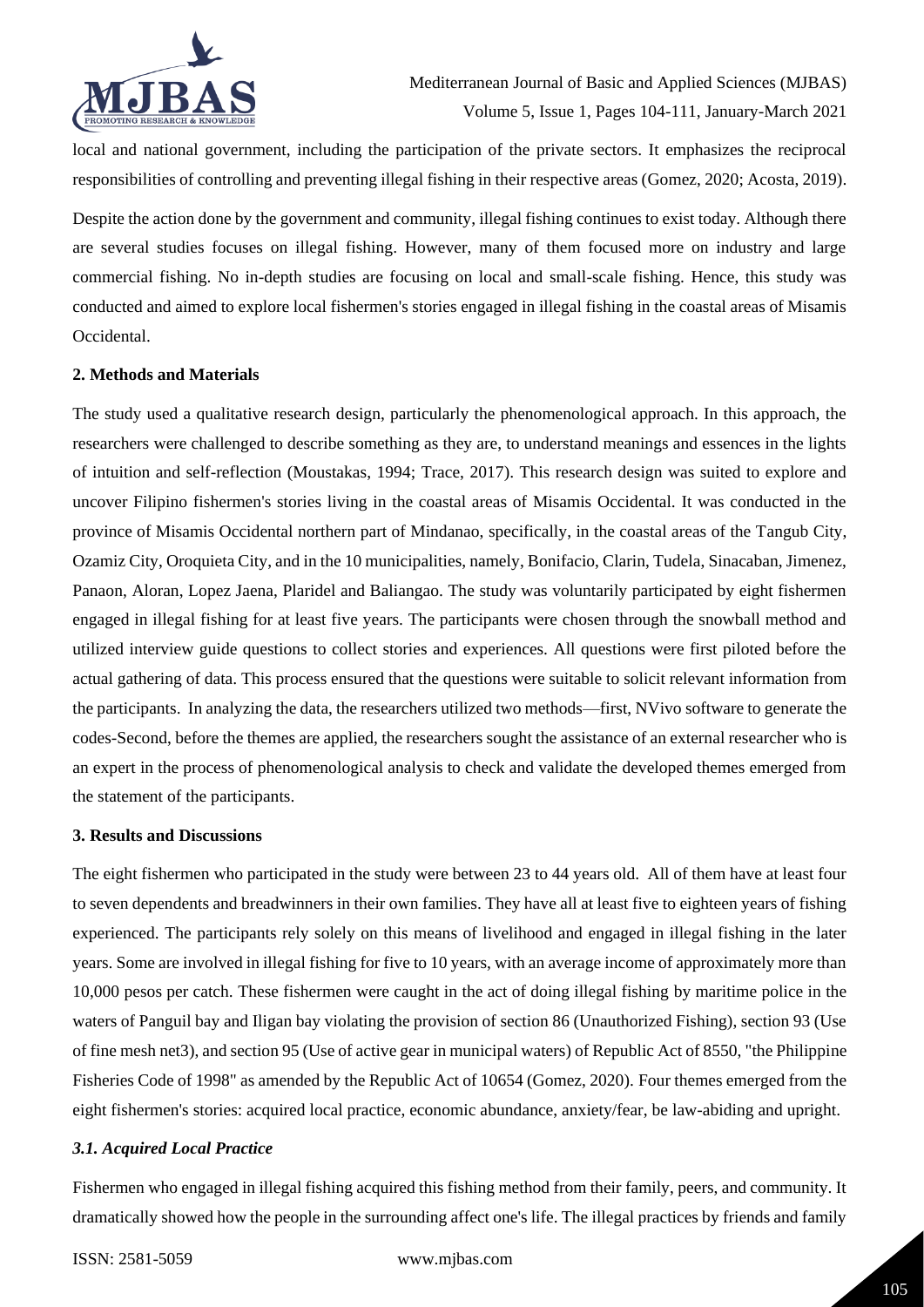local and national government, including the participation of the private sectors. It emphasizes the reciprocal responsibilities of controlling and preventing illegal fishing in their respective areas (Gomez, 2020; Acosta, 2019).

Despite the action done by the government and community, illegal fishing continues to exist today. Although there are several studies focuses on illegal fishing. However, many of them focused more on industry and large commercial fishing. No in-depth studies are focusing on local and small-scale fishing. Hence, this study was conducted and aimed to explore local fishermen's stories engaged in illegal fishing in the coastal areas of Misamis Occidental.

## 2. Methods and Materials

The study used a qualitative research design, particularly the phenomenological approach. In this approach, the researchers were challenged to describe something as they are, to understand meanings and essences in the lights of intuition and self-reflection (Moustakas, 1994; Trace, 2017). This research design was suited to explore and uncover Filipino fishermen's stories living in the coastal areas of Misamis Occidental. It was conducted in the province of Misamis Occidental northern part of Mindanao, specifically, in the coastal areas of the Tangub City, Ozamiz City, Oroquieta City, and in the 10 municipalities, namely, Bonifacio, Clarin, Tudela, Sinacaban, Jimenez, Panaon, Aloran, Lopez Jaena, Plaridel and Baliangao. The study was voluntarily participated by eight fishermen engaged in illegal fishing for at least five years. The participants were chosen through the snowball method and utilized interview guide questions to collect stories and experiences. All questions were first piloted before the actual gathering of data. This process ensured that the questions were suitable to solicit relevant information from the participants. In analyzing the data, the researchers utilized two methods—first, NVivo software to generate the codes-Second, before the themes are applied, the researchers sought the assistance of an external researcher who is an expert in the process of phenomenological analysis to check and validate the developed themes emerged from the statement of the participants.

## 3. Results and Discussions

The eight fishermen who participated in the study were between 23 to 44 years old. All of them have at least four to seven dependents and breadwinners in their own families. They have all at least five to eighteen years of fishing experienced. The participants rely solely on this means of livelihood and engaged in illegal fishing in the later years. Some are involved in illegal fishing for five to 10 years, with an average income of approximately more than 10,000 pesos per catch. These fishermen were caught in the act of doing illegal fishing by maritime police in the waters of Panguil bay and Iligan bay violating the provision of section 86 (Unauthorized Fishing), section 93 (Use of fine mesh net3), and section 95 (Use of active gear in municipal waters) of Republic Act of 8550, "the Philippine Fisheries Code of 1998" as amended by the Republic Act of 10654 (Gomez, 2020). Four themes emerged from the eight fishermen's stories: acquired local practice, economic abundance, anxiety/fear, be law-abiding and upright.

### *3.1. Acquired Local Practice*

Fishermen who engaged in illegal fishing acquired this fishing method from their family, peers, and community. It dramatically showed how the people in the surrounding affect one's life. The illegal practices by friends and family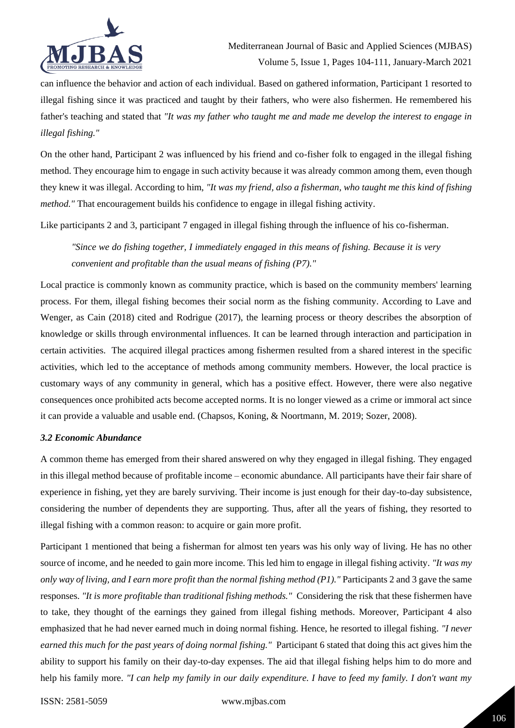can influence the behavior and action of each individual. Based on gathered information, Participant 1 resorted to illegal fishing since it was practiced and taught by their fathers, who were also fishermen. He remembered his father's teaching and stated that *"It was my father who taught me and made me develop the interest to engage in illegal fishing."*

On the other hand, Participant 2 was influenced by his friend and co-fisher folk to engaged in the illegal fishing method. They encourage him to engage in such activity because it was already common among them, even though they knew it was illegal. According to him, *"It was my friend, also a fisherman, who taught me this kind of fishing method."* That encouragement builds his confidence to engage in illegal fishing activity.

Like participants 2 and 3, participant 7 engaged in illegal fishing through the influence of his co-fisherman.

> *"Since we do fishing together, I immediately engaged in this means of fishing. Because it is very convenient and profitable than the usual means of fishing (P7)."*

Local practice is commonly known as community practice, which is based on the community members' learning process. For them, illegal fishing becomes their social norm as the fishing community. According to Lave and Wenger, as Cain (2018) cited and Rodrigue (2017), the learning process or theory describes the absorption of knowledge or skills through environmental influences. It can be learned through interaction and participation in certain activities. The acquired illegal practices among fishermen resulted from a shared interest in the specific activities, which led to the acceptance of methods among community members. However, the local practice is customary ways of any community in general, which has a positive effect. However, there were also negative consequences once prohibited acts become accepted norms. It is no longer viewed as a crime or immoral act since it can provide a valuable and usable end. (Chapsos, Koning, & Noortmann, M. 2019; Sozer, 2008).

### *3.2 Economic Abundance*

A common theme has emerged from their shared answered on why they engaged in illegal fishing. They engaged in this illegal method because of profitable income – economic abundance. All participants have their fair share of experience in fishing, yet they are barely surviving. Their income is just enough for their day-to-day subsistence, considering the number of dependents they are supporting. Thus, after all the years of fishing, they resorted to illegal fishing with a common reason: to acquire or gain more profit.

Participant 1 mentioned that being a fisherman for almost ten years was his only way of living. He has no other source of income, and he needed to gain more income. This led him to engage in illegal fishing activity. *"It was my only way of living, and I earn more profit than the normal fishing method (P1)."* Participants 2 and 3 gave the same responses. *"It is more profitable than traditional fishing methods."* Considering the risk that these fishermen have to take, they thought of the earnings they gained from illegal fishing methods. Moreover, Participant 4 also emphasized that he had never earned much in doing normal fishing. Hence, he resorted to illegal fishing. *"I never earned this much for the past years of doing normal fishing."* Participant 6 stated that doing this act gives him the ability to support his family on their day-to-day expenses. The aid that illegal fishing helps him to do more and help his family more. *"I can help my family in our daily expenditure. I have to feed my family. I don't want my*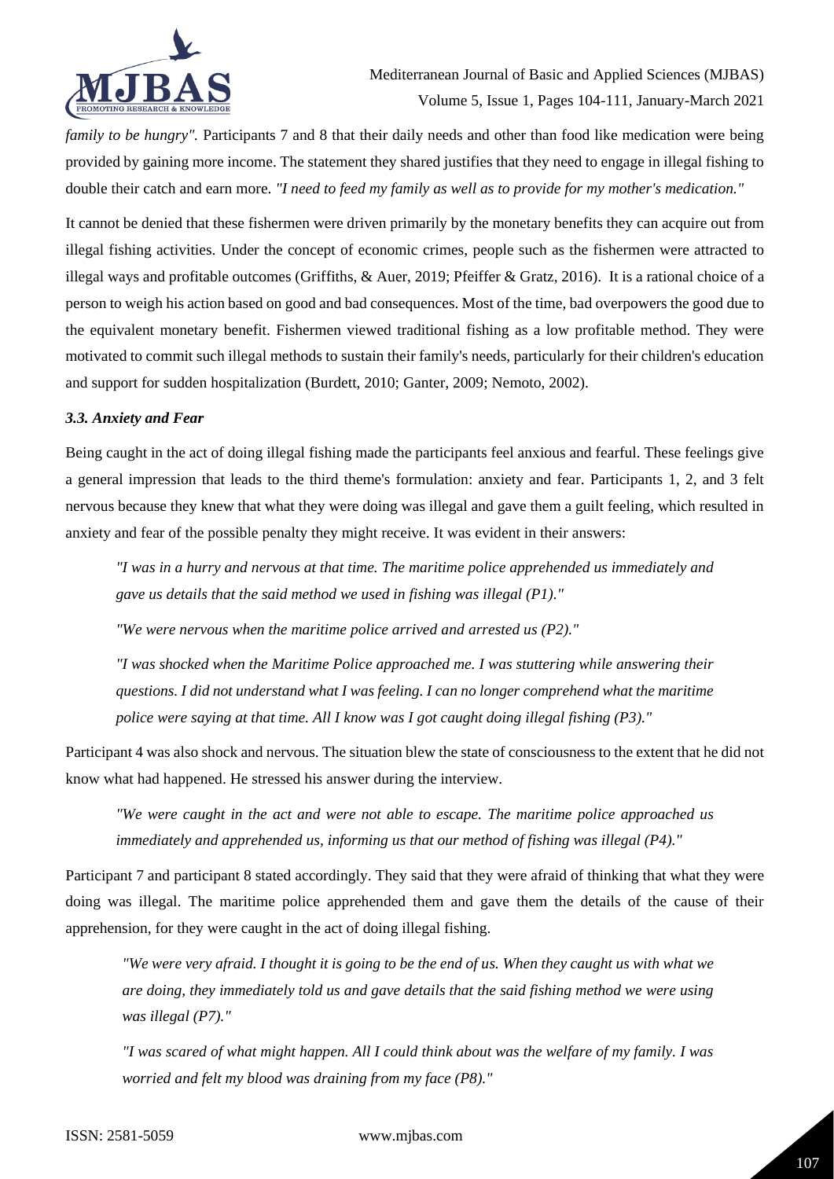*family to be hungry".* Participants 7 and 8 that their daily needs and other than food like medication were being provided by gaining more income. The statement they shared justifies that they need to engage in illegal fishing to double their catch and earn more. *"I need to feed my family as well as to provide for my mother's medication."*

It cannot be denied that these fishermen were driven primarily by the monetary benefits they can acquire out from illegal fishing activities. Under the concept of economic crimes, people such as the fishermen were attracted to illegal ways and profitable outcomes (Griffiths, & Auer, 2019; Pfeiffer & Gratz, 2016). It is a rational choice of a person to weigh his action based on good and bad consequences. Most of the time, bad overpowers the good due to the equivalent monetary benefit. Fishermen viewed traditional fishing as a low profitable method. They were motivated to commit such illegal methods to sustain their family's needs, particularly for their children's education and support for sudden hospitalization (Burdett, 2010; Ganter, 2009; Nemoto, 2002).

### *3.3. Anxiety and Fear*

Being caught in the act of doing illegal fishing made the participants feel anxious and fearful. These feelings give a general impression that leads to the third theme's formulation: anxiety and fear. Participants 1, 2, and 3 felt nervous because they knew that what they were doing was illegal and gave them a guilt feeling, which resulted in anxiety and fear of the possible penalty they might receive. It was evident in their answers:

> *"I was in a hurry and nervous at that time. The maritime police apprehended us immediately and gave us details that the said method we used in fishing was illegal (P1)."*
>
> *"We were nervous when the maritime police arrived and arrested us (P2)."*
>
> *"I was shocked when the Maritime Police approached me. I was stuttering while answering their questions. I did not understand what I was feeling. I can no longer comprehend what the maritime police were saying at that time. All I know was I got caught doing illegal fishing (P3)."*

Participant 4 was also shock and nervous. The situation blew the state of consciousness to the extent that he did not know what had happened. He stressed his answer during the interview.

> *"We were caught in the act and were not able to escape. The maritime police approached us immediately and apprehended us, informing us that our method of fishing was illegal (P4)."*

Participant 7 and participant 8 stated accordingly. They said that they were afraid of thinking that what they were doing was illegal. The maritime police apprehended them and gave them the details of the cause of their apprehension, for they were caught in the act of doing illegal fishing.

> *"We were very afraid. I thought it is going to be the end of us. When they caught us with what we are doing, they immediately told us and gave details that the said fishing method we were using was illegal (P7)."*
>
> *"I was scared of what might happen. All I could think about was the welfare of my family. I was worried and felt my blood was draining from my face (P8)."*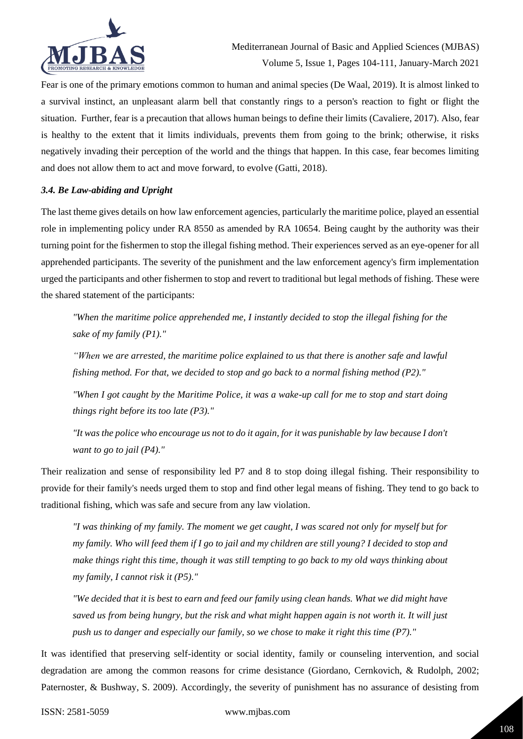Fear is one of the primary emotions common to human and animal species (De Waal, 2019). It is almost linked to a survival instinct, an unpleasant alarm bell that constantly rings to a person's reaction to fight or flight the situation. Further, fear is a precaution that allows human beings to define their limits (Cavaliere, 2017). Also, fear is healthy to the extent that it limits individuals, prevents them from going to the brink; otherwise, it risks negatively invading their perception of the world and the things that happen. In this case, fear becomes limiting and does not allow them to act and move forward, to evolve (Gatti, 2018).

### *3.4. Be Law-abiding and Upright*

The last theme gives details on how law enforcement agencies, particularly the maritime police, played an essential role in implementing policy under RA 8550 as amended by RA 10654. Being caught by the authority was their turning point for the fishermen to stop the illegal fishing method. Their experiences served as an eye-opener for all apprehended participants. The severity of the punishment and the law enforcement agency's firm implementation urged the participants and other fishermen to stop and revert to traditional but legal methods of fishing. These were the shared statement of the participants:

> *"When the maritime police apprehended me, I instantly decided to stop the illegal fishing for the sake of my family (P1)."*
>
> *"When we are arrested, the maritime police explained to us that there is another safe and lawful fishing method. For that, we decided to stop and go back to a normal fishing method (P2)."*
>
> *"When I got caught by the Maritime Police, it was a wake-up call for me to stop and start doing things right before its too late (P3)."*
>
> *"It was the police who encourage us not to do it again, for it was punishable by law because I don't want to go to jail (P4)."*

Their realization and sense of responsibility led P7 and 8 to stop doing illegal fishing. Their responsibility to provide for their family's needs urged them to stop and find other legal means of fishing. They tend to go back to traditional fishing, which was safe and secure from any law violation.

> *"I was thinking of my family. The moment we get caught, I was scared not only for myself but for my family. Who will feed them if I go to jail and my children are still young? I decided to stop and make things right this time, though it was still tempting to go back to my old ways thinking about my family, I cannot risk it (P5)."*
>
> *"We decided that it is best to earn and feed our family using clean hands. What we did might have saved us from being hungry, but the risk and what might happen again is not worth it. It will just push us to danger and especially our family, so we chose to make it right this time (P7)."*

It was identified that preserving self-identity or social identity, family or counseling intervention, and social degradation are among the common reasons for crime desistance (Giordano, Cernkovich, & Rudolph, 2002; Paternoster, & Bushway, S. 2009). Accordingly, the severity of punishment has no assurance of desisting from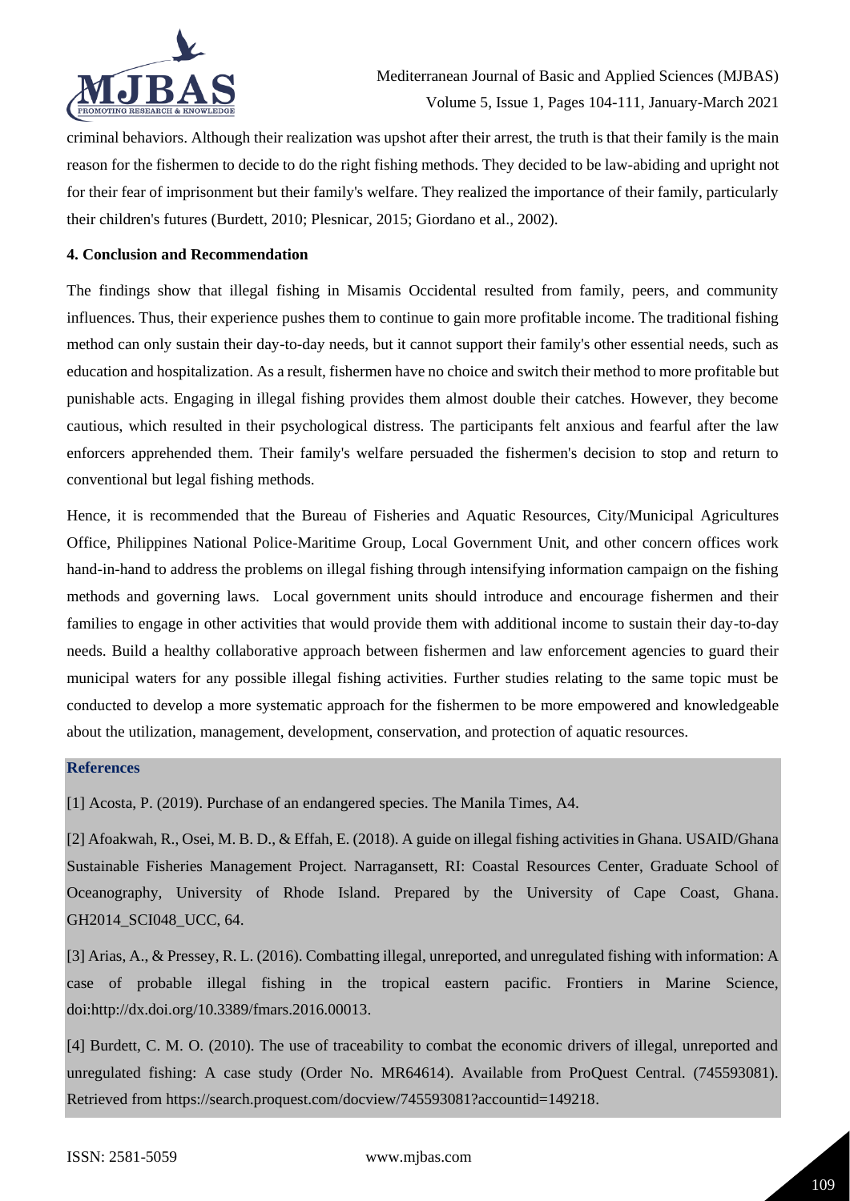criminal behaviors. Although their realization was upshot after their arrest, the truth is that their family is the main reason for the fishermen to decide to do the right fishing methods. They decided to be law-abiding and upright not for their fear of imprisonment but their family's welfare. They realized the importance of their family, particularly their children's futures (Burdett, 2010; Plesnicar, 2015; Giordano et al., 2002).

## 4. Conclusion and Recommendation

The findings show that illegal fishing in Misamis Occidental resulted from family, peers, and community influences. Thus, their experience pushes them to continue to gain more profitable income. The traditional fishing method can only sustain their day-to-day needs, but it cannot support their family's other essential needs, such as education and hospitalization. As a result, fishermen have no choice and switch their method to more profitable but punishable acts. Engaging in illegal fishing provides them almost double their catches. However, they become cautious, which resulted in their psychological distress. The participants felt anxious and fearful after the law enforcers apprehended them. Their family's welfare persuaded the fishermen's decision to stop and return to conventional but legal fishing methods.

Hence, it is recommended that the Bureau of Fisheries and Aquatic Resources, City/Municipal Agricultures Office, Philippines National Police-Maritime Group, Local Government Unit, and other concern offices work hand-in-hand to address the problems on illegal fishing through intensifying information campaign on the fishing methods and governing laws. Local government units should introduce and encourage fishermen and their families to engage in other activities that would provide them with additional income to sustain their day-to-day needs. Build a healthy collaborative approach between fishermen and law enforcement agencies to guard their municipal waters for any possible illegal fishing activities. Further studies relating to the same topic must be conducted to develop a more systematic approach for the fishermen to be more empowered and knowledgeable about the utilization, management, development, conservation, and protection of aquatic resources.

## References

[1] Acosta, P. (2019). Purchase of an endangered species. The Manila Times, A4.

[2] Afoakwah, R., Osei, M. B. D., & Effah, E. (2018). A guide on illegal fishing activities in Ghana. USAID/Ghana Sustainable Fisheries Management Project. Narragansett, RI: Coastal Resources Center, Graduate School of Oceanography, University of Rhode Island. Prepared by the University of Cape Coast, Ghana. GH2014_SCI048_UCC, 64.

[3] Arias, A., & Pressey, R. L. (2016). Combatting illegal, unreported, and unregulated fishing with information: A case of probable illegal fishing in the tropical eastern pacific. Frontiers in Marine Science, doi:http://dx.doi.org/10.3389/fmars.2016.00013.

[4] Burdett, C. M. O. (2010). The use of traceability to combat the economic drivers of illegal, unreported and unregulated fishing: A case study (Order No. MR64614). Available from ProQuest Central. (745593081). Retrieved from https://search.proquest.com/docview/745593081?accountid=149218.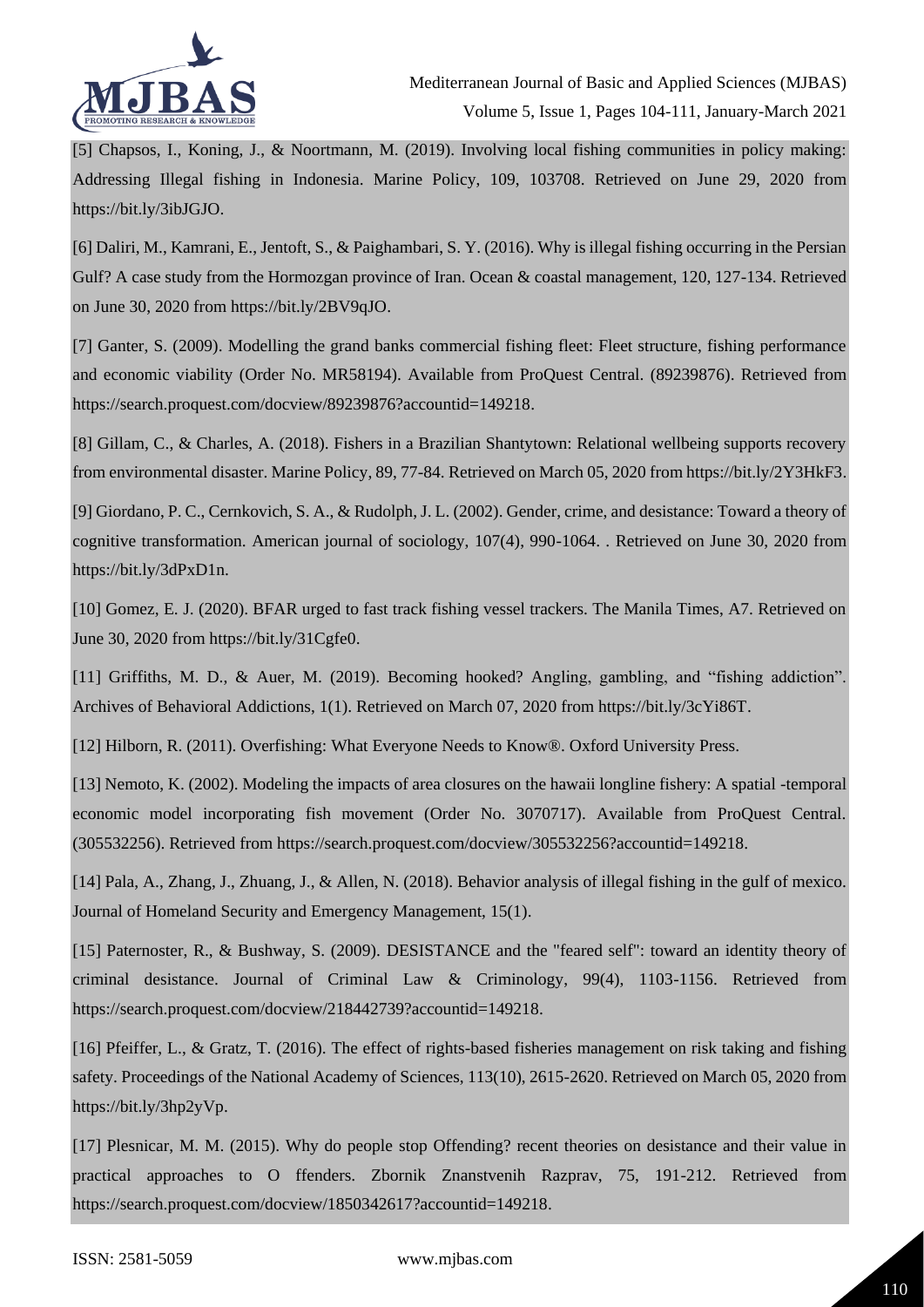[5] Chapsos, I., Koning, J., & Noortmann, M. (2019). Involving local fishing communities in policy making: Addressing Illegal fishing in Indonesia. Marine Policy, 109, 103708. Retrieved on June 29, 2020 from https://bit.ly/3ibJGJO.

[6] Daliri, M., Kamrani, E., Jentoft, S., & Paighambari, S. Y. (2016). Why is illegal fishing occurring in the Persian Gulf? A case study from the Hormozgan province of Iran. Ocean & coastal management, 120, 127-134. Retrieved on June 30, 2020 from https://bit.ly/2BV9qJO.

[7] Ganter, S. (2009). Modelling the grand banks commercial fishing fleet: Fleet structure, fishing performance and economic viability (Order No. MR58194). Available from ProQuest Central. (89239876). Retrieved from https://search.proquest.com/docview/89239876?accountid=149218.

[8] Gillam, C., & Charles, A. (2018). Fishers in a Brazilian Shantytown: Relational wellbeing supports recovery from environmental disaster. Marine Policy, 89, 77-84. Retrieved on March 05, 2020 from https://bit.ly/2Y3HkF3.

[9] Giordano, P. C., Cernkovich, S. A., & Rudolph, J. L. (2002). Gender, crime, and desistance: Toward a theory of cognitive transformation. American journal of sociology, 107(4), 990-1064. . Retrieved on June 30, 2020 from https://bit.ly/3dPxD1n.

[10] Gomez, E. J. (2020). BFAR urged to fast track fishing vessel trackers. The Manila Times, A7. Retrieved on June 30, 2020 from https://bit.ly/31Cgfe0.

[11] Griffiths, M. D., & Auer, M. (2019). Becoming hooked? Angling, gambling, and "fishing addiction". Archives of Behavioral Addictions, 1(1). Retrieved on March 07, 2020 from https://bit.ly/3cYi86T.

[12] Hilborn, R. (2011). Overfishing: What Everyone Needs to Know®. Oxford University Press.

[13] Nemoto, K. (2002). Modeling the impacts of area closures on the hawaii longline fishery: A spatial -temporal economic model incorporating fish movement (Order No. 3070717). Available from ProQuest Central. (305532256). Retrieved from https://search.proquest.com/docview/305532256?accountid=149218.

[14] Pala, A., Zhang, J., Zhuang, J., & Allen, N. (2018). Behavior analysis of illegal fishing in the gulf of mexico. Journal of Homeland Security and Emergency Management, 15(1).

[15] Paternoster, R., & Bushway, S. (2009). DESISTANCE and the "feared self": toward an identity theory of criminal desistance. Journal of Criminal Law & Criminology, 99(4), 1103-1156. Retrieved from https://search.proquest.com/docview/218442739?accountid=149218.

[16] Pfeiffer, L., & Gratz, T. (2016). The effect of rights-based fisheries management on risk taking and fishing safety. Proceedings of the National Academy of Sciences, 113(10), 2615-2620. Retrieved on March 05, 2020 from https://bit.ly/3hp2yVp.

[17] Plesnicar, M. M. (2015). Why do people stop Offending? recent theories on desistance and their value in practical approaches to O ffenders. Zbornik Znanstvenih Razprav, 75, 191-212. Retrieved from https://search.proquest.com/docview/1850342617?accountid=149218.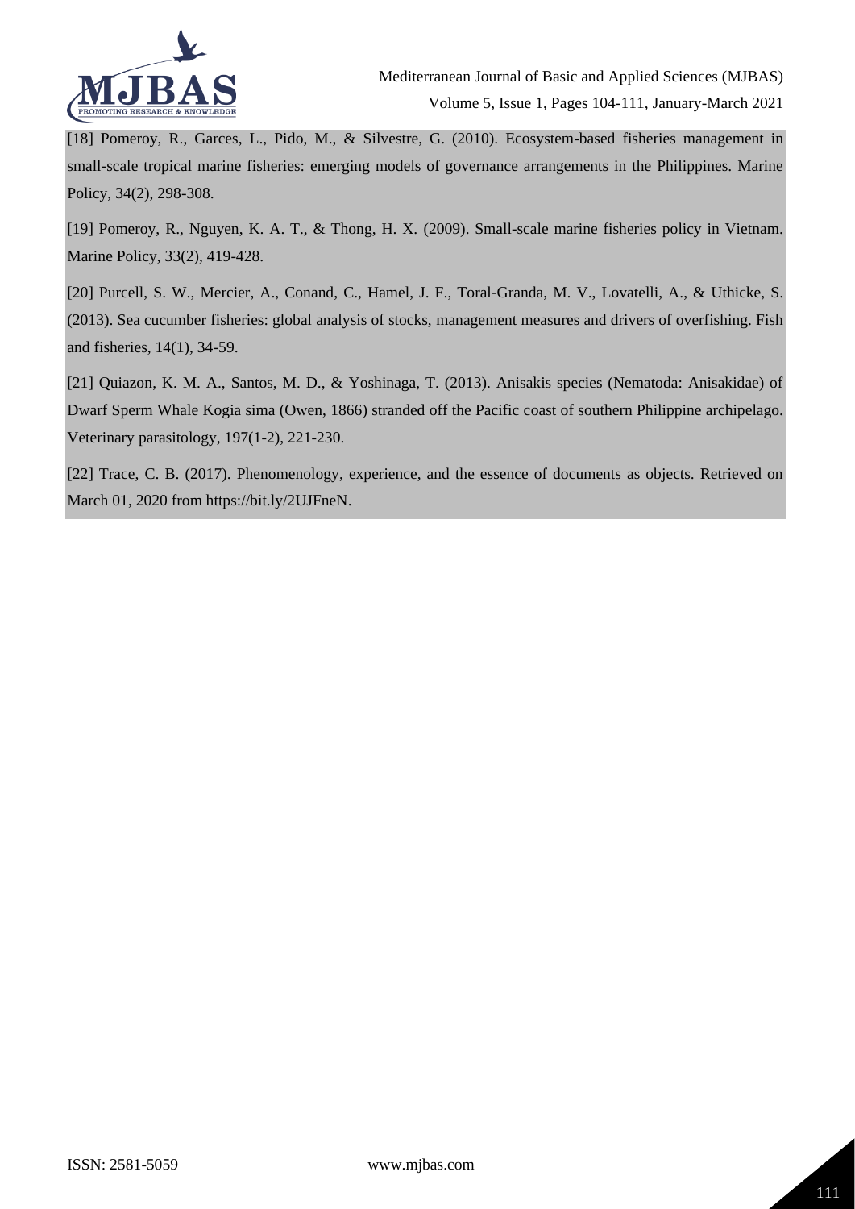[18] Pomeroy, R., Garces, L., Pido, M., & Silvestre, G. (2010). Ecosystem-based fisheries management in small-scale tropical marine fisheries: emerging models of governance arrangements in the Philippines. Marine Policy, 34(2), 298-308.

[19] Pomeroy, R., Nguyen, K. A. T., & Thong, H. X. (2009). Small-scale marine fisheries policy in Vietnam. Marine Policy, 33(2), 419-428.

[20] Purcell, S. W., Mercier, A., Conand, C., Hamel, J. F., Toral-Granda, M. V., Lovatelli, A., & Uthicke, S. (2013). Sea cucumber fisheries: global analysis of stocks, management measures and drivers of overfishing. Fish and fisheries, 14(1), 34-59.

[21] Quiazon, K. M. A., Santos, M. D., & Yoshinaga, T. (2013). Anisakis species (Nematoda: Anisakidae) of Dwarf Sperm Whale Kogia sima (Owen, 1866) stranded off the Pacific coast of southern Philippine archipelago. Veterinary parasitology, 197(1-2), 221-230.

[22] Trace, C. B. (2017). Phenomenology, experience, and the essence of documents as objects. Retrieved on March 01, 2020 from https://bit.ly/2UJFneN.